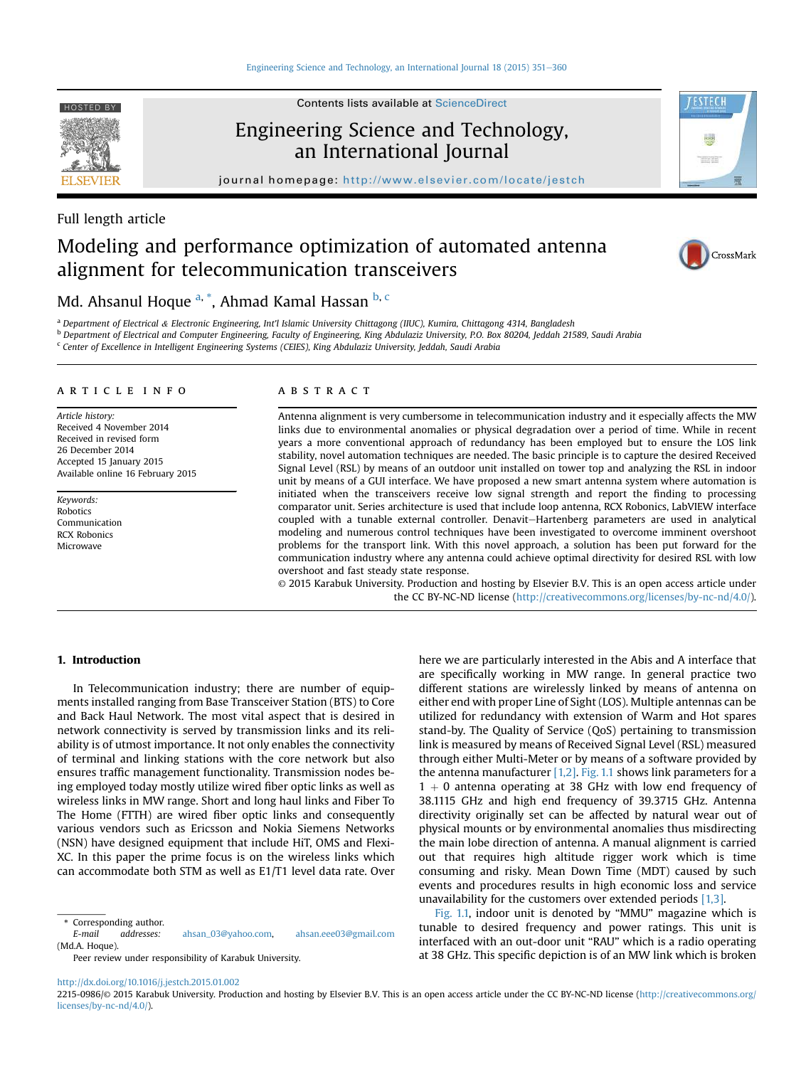Full length article

# Modeling and performance optimization of automated antenna alignment for telecommunication transceivers

Md. Ahsanul Hoque [a,*], Ahmad Kamal Hassan [b,c]

[a] Department of Electrical & Electronic Engineering, Int'l Islamic University Chittagong (IIUC), Kumira, Chittagong 4314, Bangladesh
[b] Department of Electrical and Computer Engineering, Faculty of Engineering, King Abdulaziz University, P.O. Box 80204, Jeddah 21589, Saudi Arabia
[c] Center of Excellence in Intelligent Engineering Systems (CEIES), King Abdulaziz University, Jeddah, Saudi Arabia

## ARTICLE INFO

*Article history:*
Received 4 November 2014
Received in revised form
26 December 2014
Accepted 15 January 2015
Available online 16 February 2015

*Keywords:*
Robotics
Communication
RCX Robonics
Microwave

## ABSTRACT

Antenna alignment is very cumbersome in telecommunication industry and it especially affects the MW links due to environmental anomalies or physical degradation over a period of time. While in recent years a more conventional approach of redundancy has been employed but to ensure the LOS link stability, novel automation techniques are needed. The basic principle is to capture the desired Received Signal Level (RSL) by means of an outdoor unit installed on tower top and analyzing the RSL in indoor unit by means of a GUI interface. We have proposed a new smart antenna system where automation is initiated when the transceivers receive low signal strength and report the finding to processing comparator unit. Series architecture is used that include loop antenna, RCX Robonics, LabVIEW interface coupled with a tunable external controller. Denavit–Hartenberg parameters are used in analytical modeling and numerous control techniques have been investigated to overcome imminent overshoot problems for the transport link. With this novel approach, a solution has been put forward for the communication industry where any antenna could achieve optimal directivity for desired RSL with low overshoot and fast steady state response.

© 2015 Karabuk University. Production and hosting by Elsevier B.V. This is an open access article under the CC BY-NC-ND license (http://creativecommons.org/licenses/by-nc-nd/4.0/).

## 1. Introduction

In Telecommunication industry; there are number of equipments installed ranging from Base Transceiver Station (BTS) to Core and Back Haul Network. The most vital aspect that is desired in network connectivity is served by transmission links and its reliability is of utmost importance. It not only enables the connectivity of terminal and linking stations with the core network but also ensures traffic management functionality. Transmission nodes being employed today mostly utilize wired fiber optic links as well as wireless links in MW range. Short and long haul links and Fiber To The Home (FTTH) are wired fiber optic links and consequently various vendors such as Ericsson and Nokia Siemens Networks (NSN) have designed equipment that include HiT, OMS and Flexi-XC. In this paper the prime focus is on the wireless links which can accommodate both STM as well as E1/T1 level data rate. Over here we are particularly interested in the Abis and A interface that are specifically working in MW range. In general practice two different stations are wirelessly linked by means of antenna on either end with proper Line of Sight (LOS). Multiple antennas can be utilized for redundancy with extension of Warm and Hot spares stand-by. The Quality of Service (QoS) pertaining to transmission link is measured by means of Received Signal Level (RSL) measured through either Multi-Meter or by means of a software provided by the antenna manufacturer [1,2]. Fig. 1.1 shows link parameters for a 1 + 0 antenna operating at 38 GHz with low end frequency of 38.1115 GHz and high end frequency of 39.3715 GHz. Antenna directivity originally set can be affected by natural wear out of physical mounts or by environmental anomalies thus misdirecting the main lobe direction of antenna. A manual alignment is carried out that requires high altitude rigger work which is time consuming and risky. Mean Down Time (MDT) caused by such events and procedures results in high economic loss and service unavailability for the customers over extended periods [1,3].

Fig. 1.1, indoor unit is denoted by "MMU" magazine which is tunable to desired frequency and power ratings. This unit is interfaced with an out-door unit "RAU" which is a radio operating at 38 GHz. This specific depiction is of an MW link which is broken

\* Corresponding author.
E-mail addresses: ahsan_03@yahoo.com, ahsan.eee03@gmail.com (Md.A. Hoque).
Peer review under responsibility of Karabuk University.

http://dx.doi.org/10.1016/j.jestch.2015.01.002
2215-0986/© 2015 Karabuk University. Production and hosting by Elsevier B.V. This is an open access article under the CC BY-NC-ND license (http://creativecommons.org/licenses/by-nc-nd/4.0/).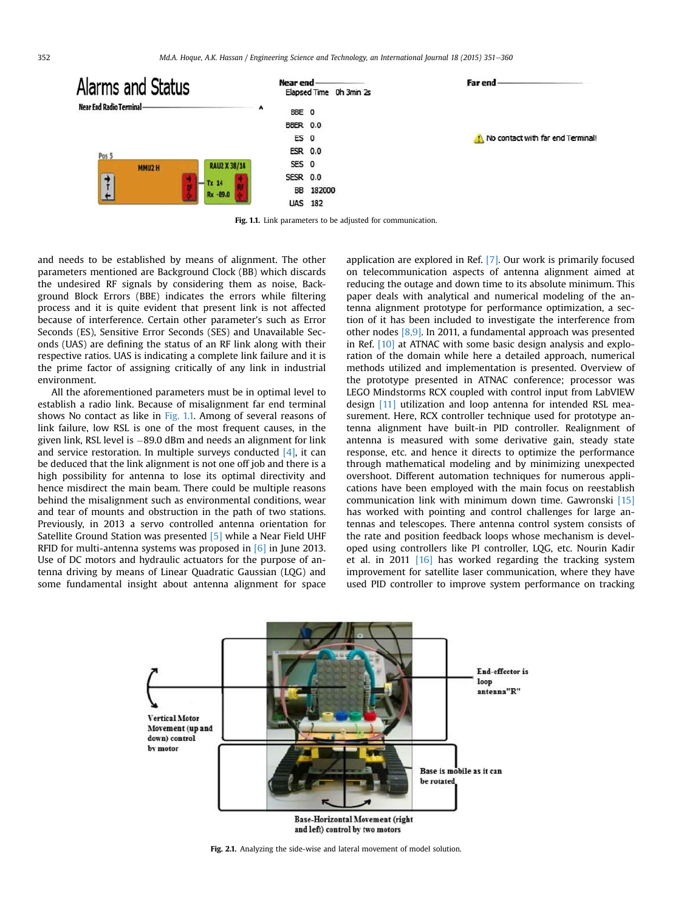Fig. 1.1. Link parameters to be adjusted for communication.

and needs to be established by means of alignment. The other parameters mentioned are Background Clock (BB) which discards the undesired RF signals by considering them as noise, Background Block Errors (BBE) indicates the errors while filtering process and it is quite evident that present link is not affected because of interference. Certain other parameter's such as Error Seconds (ES), Sensitive Error Seconds (SES) and Unavailable Seconds (UAS) are defining the status of an RF link along with their respective ratios. UAS is indicating a complete link failure and it is the prime factor of assigning critically of any link in industrial environment.

All the aforementioned parameters must be in optimal level to establish a radio link. Because of misalignment far end terminal shows No contact as like in Fig. 1.1. Among of several reasons of link failure, low RSL is one of the most frequent causes, in the given link, RSL level is −89.0 dBm and needs an alignment for link and service restoration. In multiple surveys conducted [4], it can be deduced that the link alignment is not one off job and there is a high possibility for antenna to lose its optimal directivity and hence misdirect the main beam. There could be multiple reasons behind the misalignment such as environmental conditions, wear and tear of mounts and obstruction in the path of two stations. Previously, in 2013 a servo controlled antenna orientation for Satellite Ground Station was presented [5] while a Near Field UHF RFID for multi-antenna systems was proposed in [6] in June 2013. Use of DC motors and hydraulic actuators for the purpose of antenna driving by means of Linear Quadratic Gaussian (LQG) and some fundamental insight about antenna alignment for space application are explored in Ref. [7]. Our work is primarily focused on telecommunication aspects of antenna alignment aimed at reducing the outage and down time to its absolute minimum. This paper deals with analytical and numerical modeling of the antenna alignment prototype for performance optimization, a section of it has been included to investigate the interference from other nodes [8,9]. In 2011, a fundamental approach was presented in Ref. [10] at ATNAC with some basic design analysis and exploration of the domain while here a detailed approach, numerical methods utilized and implementation is presented. Overview of the prototype presented in ATNAC conference; processor was LEGO Mindstorms RCX coupled with control input from LabVIEW design [11] utilization and loop antenna for intended RSL measurement. Here, RCX controller technique used for prototype antenna alignment have built-in PID controller. Realignment of antenna is measured with some derivative gain, steady state response, etc. and hence it directs to optimize the performance through mathematical modeling and by minimizing unexpected overshoot. Different automation techniques for numerous applications have been employed with the main focus on reestablish communication link with minimum down time. Gawronski [15] has worked with pointing and control challenges for large antennas and telescopes. There antenna control system consists of the rate and position feedback loops whose mechanism is developed using controllers like PI controller, LQG, etc. Nourin Kadir et al. in 2011 [16] has worked regarding the tracking system improvement for satellite laser communication, where they have used PID controller to improve system performance on tracking

Fig. 2.1. Analyzing the side-wise and lateral movement of model solution.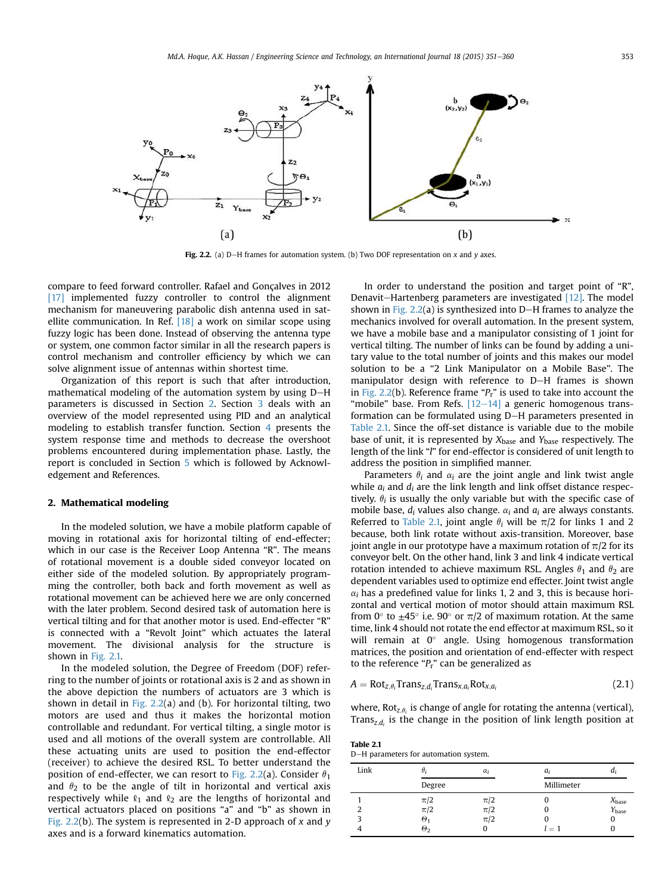Fig. 2.2. (a) D–H frames for automation system. (b) Two DOF representation on x and y axes.

compare to feed forward controller. Rafael and Gonçalves in 2012 [17] implemented fuzzy controller to control the alignment mechanism for maneuvering parabolic dish antenna used in satellite communication. In Ref. [18] a work on similar scope using fuzzy logic has been done. Instead of observing the antenna type or system, one common factor similar in all the research papers is control mechanism and controller efficiency by which we can solve alignment issue of antennas within shortest time.

Organization of this report is such that after introduction, mathematical modeling of the automation system by using D–H parameters is discussed in Section 2. Section 3 deals with an overview of the model represented using PID and an analytical modeling to establish transfer function. Section 4 presents the system response time and methods to decrease the overshoot problems encountered during implementation phase. Lastly, the report is concluded in Section 5 which is followed by Acknowledgement and References.

## 2. Mathematical modeling

In the modeled solution, we have a mobile platform capable of moving in rotational axis for horizontal tilting of end-effecter; which in our case is the Receiver Loop Antenna "R". The means of rotational movement is a double sided conveyor located on either side of the modeled solution. By appropriately programming the controller, both back and forth movement as well as rotational movement can be achieved here we are only concerned with the later problem. Second desired task of automation here is vertical tilting and for that another motor is used. End-effecter "R" is connected with a "Revolt Joint" which actuates the lateral movement. The divisional analysis for the structure is shown in Fig. 2.1.

In the modeled solution, the Degree of Freedom (DOF) referring to the number of joints or rotational axis is 2 and as shown in the above depiction the numbers of actuators are 3 which is shown in detail in Fig. 2.2(a) and (b). For horizontal tilting, two motors are used and thus it makes the horizontal motion controllable and redundant. For vertical tilting, a single motor is used and all motions of the overall system are controllable. All these actuating units are used to position the end-effector (receiver) to achieve the desired RSL. To better understand the position of end-effecter, we can resort to Fig. 2.2(a). Consider $\theta_1$ and $\theta_2$ to be the angle of tilt in horizontal and vertical axis respectively while $\ell_1$ and $\ell_2$ are the lengths of horizontal and vertical actuators placed on positions "a" and "b" as shown in Fig. 2.2(b). The system is represented in 2-D approach of $x$ and $y$ axes and is a forward kinematics automation.

In order to understand the position and target point of "R", Denavit–Hartenberg parameters are investigated [12]. The model shown in Fig. 2.2(a) is synthesized into D–H frames to analyze the mechanics involved for overall automation. In the present system, we have a mobile base and a manipulator consisting of 1 joint for vertical tilting. The number of links can be found by adding a unitary value to the total number of joints and this makes our model solution to be a "2 Link Manipulator on a Mobile Base". The manipulator design with reference to D–H frames is shown in Fig. 2.2(b). Reference frame "$P_r$" is used to take into account the "mobile" base. From Refs. [12–14] a generic homogenous transformation can be formulated using D–H parameters presented in Table 2.1. Since the off-set distance is variable due to the mobile base of unit, it is represented by $X_{\text{base}}$ and $Y_{\text{base}}$ respectively. The length of the link "$l$" for end-effector is considered of unit length to address the position in simplified manner.

Parameters $\theta_i$ and $\alpha_i$ are the joint angle and link twist angle while $a_i$ and $d_i$ are the link length and link offset distance respectively. $\theta_i$ is usually the only variable but with the specific case of mobile base, $d_i$ values also change. $\alpha_i$ and $a_i$ are always constants. Referred to Table 2.1, joint angle $\theta_i$ will be $\pi/2$ for links 1 and 2 because, both link rotate without axis-transition. Moreover, base joint angle in our prototype have a maximum rotation of $\pi/2$ for its conveyor belt. On the other hand, link 3 and link 4 indicate vertical rotation intended to achieve maximum RSL. Angles $\theta_1$ and $\theta_2$ are dependent variables used to optimize end effecter. Joint twist angle $\alpha_i$ has a predefined value for links 1, 2 and 3, this is because horizontal and vertical motion of motor should attain maximum RSL from 0° to ±45° i.e. 90° or $\pi/2$ of maximum rotation. At the same time, link 4 should not rotate the end effector at maximum RSL, so it will remain at 0° angle. Using homogenous transformation matrices, the position and orientation of end-effecter with respect to the reference "$P_r$" can be generalized as

$$A = \text{Rot}_{z,\theta_i}\text{Trans}_{z,d_i}\text{Trans}_{x,a_i}\text{Rot}_{x,a_i} \tag{2.1}$$

where, $\text{Rot}_{z,\theta_i}$ is change of angle for rotating the antenna (vertical), $\text{Trans}_{z,d_i}$ is the change in the position of link length position at

**Table 2.1**
D–H parameters for automation system.

| Link | $\theta_i$ | $\alpha_i$ | $a_i$ | $d_i$ |
|---|---|---|---|---|
| | Degree | | Millimeter | |
| 1 | $\pi/2$ | $\pi/2$ | 0 | $X_{\text{base}}$ |
| 2 | $\pi/2$ | $\pi/2$ | 0 | $Y_{\text{base}}$ |
| 3 | $\Theta_1$ | $\pi/2$ | 0 | 0 |
| 4 | $\Theta_2$ | 0 | $l = 1$ | 0 |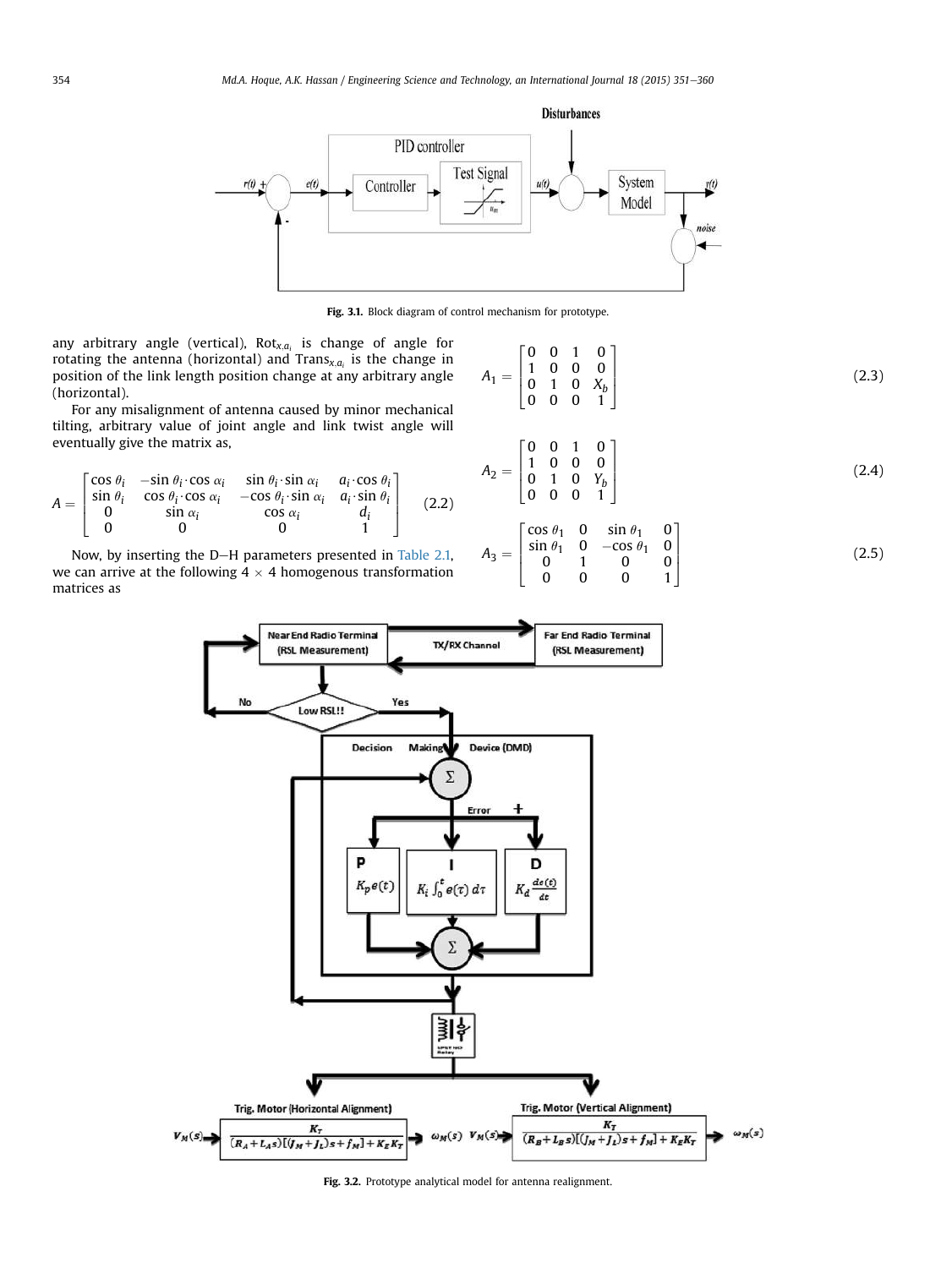Fig. 3.1. Block diagram of control mechanism for prototype.

any arbitrary angle (vertical), $\text{Rot}_{x,a_i}$ is change of angle for rotating the antenna (horizontal) and $\text{Trans}_{x,a_i}$ is the change in position of the link length position change at any arbitrary angle (horizontal).

For any misalignment of antenna caused by minor mechanical tilting, arbitrary value of joint angle and link twist angle will eventually give the matrix as,

$$A = \begin{bmatrix} \cos\theta_i & -\sin\theta_i\cdot\cos\alpha_i & \sin\theta_i\cdot\sin\alpha_i & a_i\cdot\cos\theta_i \\ \sin\theta_i & \cos\theta_i\cdot\cos\alpha_i & -\cos\theta_i\cdot\sin\alpha_i & a_i\cdot\sin\theta_i \\ 0 & \sin\alpha_i & \cos\alpha_i & d_i \\ 0 & 0 & 0 & 1 \end{bmatrix} \tag{2.2}$$

Now, by inserting the D–H parameters presented in Table 2.1, we can arrive at the following $4 \times 4$ homogenous transformation matrices as

$$A_1 = \begin{bmatrix} 0 & 0 & 1 & 0 \\ 1 & 0 & 0 & 0 \\ 0 & 1 & 0 & X_b \\ 0 & 0 & 0 & 1 \end{bmatrix} \tag{2.3}$$

$$A_2 = \begin{bmatrix} 0 & 0 & 1 & 0 \\ 1 & 0 & 0 & 0 \\ 0 & 1 & 0 & Y_b \\ 0 & 0 & 0 & 1 \end{bmatrix} \tag{2.4}$$

$$A_3 = \begin{bmatrix} \cos\theta_1 & 0 & \sin\theta_1 & 0 \\ \sin\theta_1 & 0 & -\cos\theta_1 & 0 \\ 0 & 1 & 0 & 0 \\ 0 & 0 & 0 & 1 \end{bmatrix} \tag{2.5}$$

Fig. 3.2. Prototype analytical model for antenna realignment.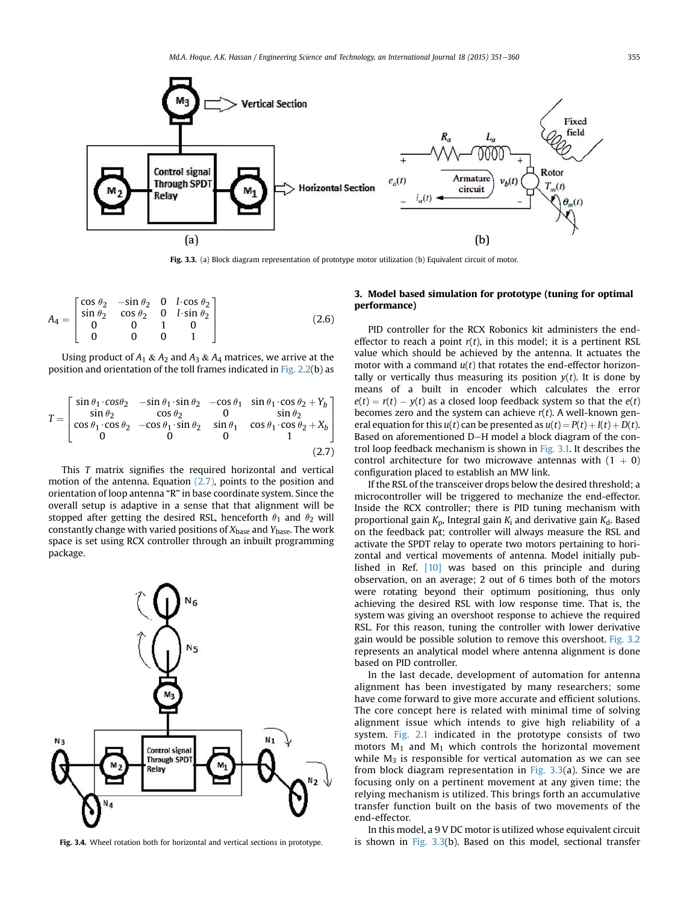Fig. 3.3. (a) Block diagram representation of prototype motor utilization (b) Equivalent circuit of motor.

$$A_4 = \begin{bmatrix} \cos\theta_2 & -\sin\theta_2 & 0 & l\cdot\cos\theta_2 \\ \sin\theta_2 & \cos\theta_2 & 0 & l\cdot\sin\theta_2 \\ 0 & 0 & 1 & 0 \\ 0 & 0 & 0 & 1 \end{bmatrix} \tag{2.6}$$

Using product of $A_1$ & $A_2$ and $A_3$ & $A_4$ matrices, we arrive at the position and orientation of the toll frames indicated in Fig. 2.2(b) as

$$T = \begin{bmatrix} \sin\theta_1\cdot cos\theta_2 & -\sin\theta_1\cdot\sin\theta_2 & -\cos\theta_1 & \sin\theta_1\cdot\cos\theta_2 + Y_b \\ \sin\theta_2 & \cos\theta_2 & 0 & \sin\theta_2 \\ \cos\theta_1\cdot\cos\theta_2 & -\cos\theta_1\cdot\sin\theta_2 & \sin\theta_1 & \cos\theta_1\cdot\cos\theta_2 + X_b \\ 0 & 0 & 0 & 1 \end{bmatrix} \tag{2.7}$$

This $T$ matrix signifies the required horizontal and vertical motion of the antenna. Equation (2.7), points to the position and orientation of loop antenna "R" in base coordinate system. Since the overall setup is adaptive in a sense that that alignment will be stopped after getting the desired RSL, henceforth $\theta_1$ and $\theta_2$ will constantly change with varied positions of $X_{base}$ and $Y_{base}$. The work space is set using RCX controller through an inbuilt programming package.

Fig. 3.4. Wheel rotation both for horizontal and vertical sections in prototype.

## 3. Model based simulation for prototype (tuning for optimal performance)

PID controller for the RCX Robonics kit administers the end-effector to reach a point $r(t)$, in this model; it is a pertinent RSL value which should be achieved by the antenna. It actuates the motor with a command $u(t)$ that rotates the end-effector horizontally or vertically thus measuring its position $y(t)$. It is done by means of a built in encoder which calculates the error $e(t) = r(t) - y(t)$ as a closed loop feedback system so that the $e(t)$ becomes zero and the system can achieve $r(t)$. A well-known general equation for this $u(t)$ can be presented as $u(t) = P(t) + I(t) + D(t)$. Based on aforementioned D–H model a block diagram of the control loop feedback mechanism is shown in Fig. 3.1. It describes the control architecture for two microwave antennas with (1 + 0) configuration placed to establish an MW link.

If the RSL of the transceiver drops below the desired threshold; a microcontroller will be triggered to mechanize the end-effector. Inside the RCX controller; there is PID tuning mechanism with proportional gain $K_p$, Integral gain $K_i$ and derivative gain $K_d$. Based on the feedback pat; controller will always measure the RSL and activate the SPDT relay to operate two motors pertaining to horizontal and vertical movements of antenna. Model initially published in Ref. [10] was based on this principle and during observation, on an average; 2 out of 6 times both of the motors were rotating beyond their optimum positioning, thus only achieving the desired RSL with low response time. That is, the system was giving an overshoot response to achieve the required RSL. For this reason, tuning the controller with lower derivative gain would be possible solution to remove this overshoot. Fig. 3.2 represents an analytical model where antenna alignment is done based on PID controller.

In the last decade, development of automation for antenna alignment has been investigated by many researchers; some have come forward to give more accurate and efficient solutions. The core concept here is related with minimal time of solving alignment issue which intends to give high reliability of a system. Fig. 2.1 indicated in the prototype consists of two motors $M_2$ and $M_1$ which controls the horizontal movement while $M_3$ is responsible for vertical automation as we can see from block diagram representation in Fig. 3.3(a). Since we are focusing only on a pertinent movement at any given time; the relying mechanism is utilized. This brings forth an accumulative transfer function built on the basis of two movements of the end-effector.

In this model, a 9 V DC motor is utilized whose equivalent circuit is shown in Fig. 3.3(b). Based on this model, sectional transfer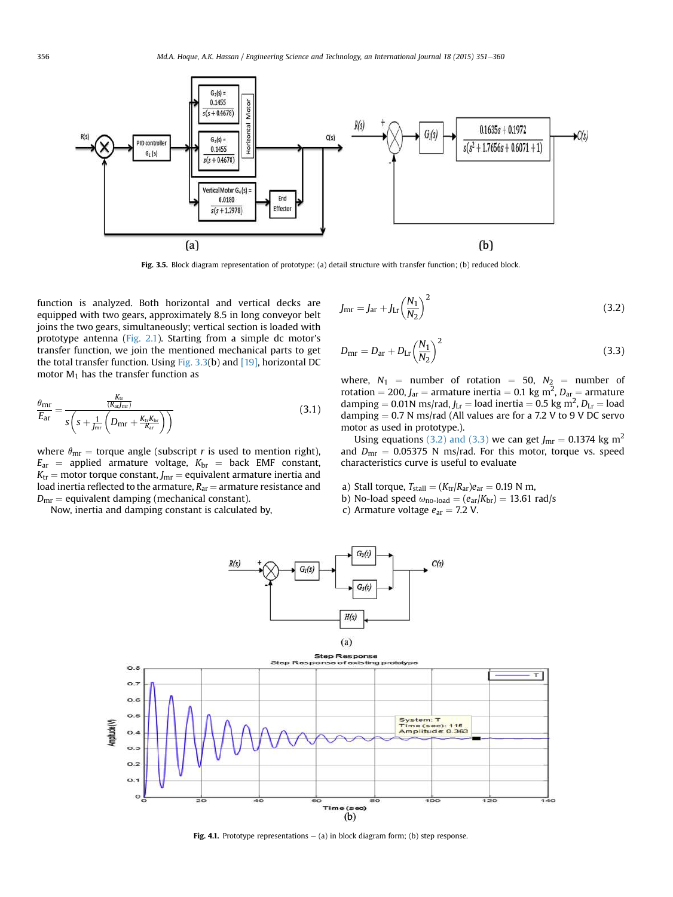Fig. 3.5. Block diagram representation of prototype: (a) detail structure with transfer function; (b) reduced block.

function is analyzed. Both horizontal and vertical decks are equipped with two gears, approximately 8.5 in long conveyor belt joins the two gears, simultaneously; vertical section is loaded with prototype antenna (Fig. 2.1). Starting from a simple dc motor's transfer function, we join the mentioned mechanical parts to get the total transfer function. Using Fig. 3.3(b) and [19], horizontal DC motor $M_1$ has the transfer function as

$$\frac{\theta_{mr}}{E_{ar}} = \frac{\frac{K_{tr}}{(R_{ar}J_{mr})}}{s\left(s + \frac{1}{J_{mr}}\left(D_{mr} + \frac{K_{tr}K_{br}}{R_{ar}}\right)\right)} \tag{3.1}$$

where $\theta_{mr}$ = torque angle (subscript $r$ is used to mention right), $E_{ar}$ = applied armature voltage, $K_{br}$ = back EMF constant, $K_{tr}$ = motor torque constant, $J_{mr}$ = equivalent armature inertia and load inertia reflected to the armature, $R_{ar}$ = armature resistance and $D_{mr}$ = equivalent damping (mechanical constant).

Now, inertia and damping constant is calculated by,

$$J_{mr} = J_{ar} + J_{Lr}\left(\frac{N_1}{N_2}\right)^2 \tag{3.2}$$

$$D_{mr} = D_{ar} + D_{Lr}\left(\frac{N_1}{N_2}\right)^2 \tag{3.3}$$

where, $N_1$ = number of rotation = 50, $N_2$ = number of rotation = 200, $J_{ar}$ = armature inertia = 0.1 kg $m^2$, $D_{ar}$ = armature damping = 0.01N ms/rad, $J_{Lr}$ = load inertia = 0.5 kg $m^2$, $D_{Lr}$ = load damping = 0.7 N ms/rad (All values are for a 7.2 V to 9 V DC servo motor as used in prototype.).

Using equations (3.2) and (3.3) we can get $J_{mr}$ = 0.1374 kg $m^2$ and $D_{mr}$ = 0.05375 N ms/rad. For this motor, torque vs. speed characteristics curve is useful to evaluate

a) Stall torque, $T_{stall} = (K_{tr}/R_{ar})e_{ar}$ = 0.19 N m,
b) No-load speed $\omega_{no\text{-}load} = (e_{ar}/K_{br})$ = 13.61 rad/s
c) Armature voltage $e_{ar}$ = 7.2 V.

Fig. 4.1. Prototype representations – (a) in block diagram form; (b) step response.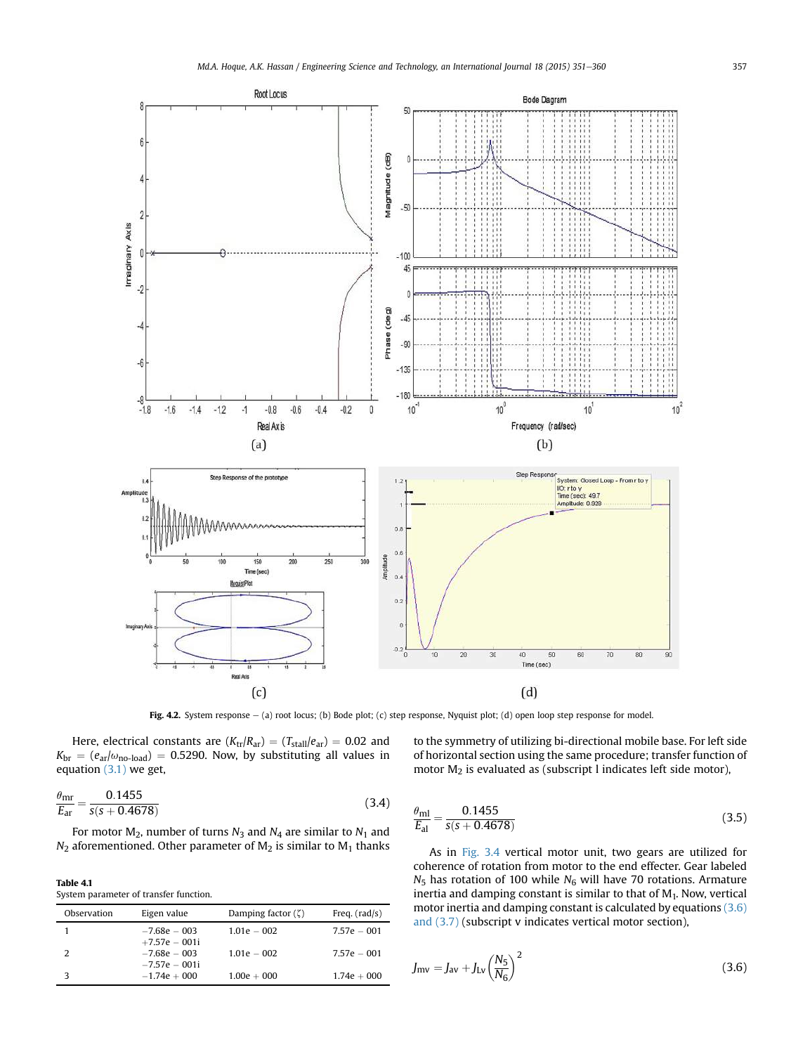Fig. 4.2. System response – (a) root locus; (b) Bode plot; (c) step response, Nyquist plot; (d) open loop step response for model.

Here, electrical constants are $(K_{tr}/R_{ar}) = (T_{stall}/e_{ar}) = 0.02$ and $K_{br} = (e_{ar}/\omega_{no\text{-}load}) = 0.5290$. Now, by substituting all values in equation (3.1) we get,

$$\frac{\theta_{mr}}{E_{ar}} = \frac{0.1455}{s(s+0.4678)} \tag{3.4}$$

For motor $M_2$, number of turns $N_3$ and $N_4$ are similar to $N_1$ and $N_2$ aforementioned. Other parameter of $M_2$ is similar to $M_1$ thanks to the symmetry of utilizing bi-directional mobile base. For left side of horizontal section using the same procedure; transfer function of motor $M_2$ is evaluated as (subscript l indicates left side motor),

$$\frac{\theta_{ml}}{E_{al}} = \frac{0.1455}{s(s+0.4678)} \tag{3.5}$$

As in Fig. 3.4 vertical motor unit, two gears are utilized for coherence of rotation from motor to the end effecter. Gear labeled $N_5$ has rotation of 100 while $N_6$ will have 70 rotations. Armature inertia and damping constant is similar to that of $M_1$. Now, vertical motor inertia and damping constant is calculated by equations (3.6) and (3.7) (subscript v indicates vertical motor section),

$$J_{mv} = J_{av} + J_{Lv}\left(\frac{N_5}{N_6}\right)^2 \tag{3.6}$$

**Table 4.1**
System parameter of transfer function.

| Observation | Eigen value | Damping factor (ζ) | Freq. (rad/s) |
|---|---|---|---|
| 1 | −7.68e − 003 +7.57e − 001i | 1.01e − 002 | 7.57e − 001 |
| 2 | −7.68e − 003 −7.57e − 001i | 1.01e − 002 | 7.57e − 001 |
| 3 | −1.74e + 000 | 1.00e + 000 | 1.74e + 000 |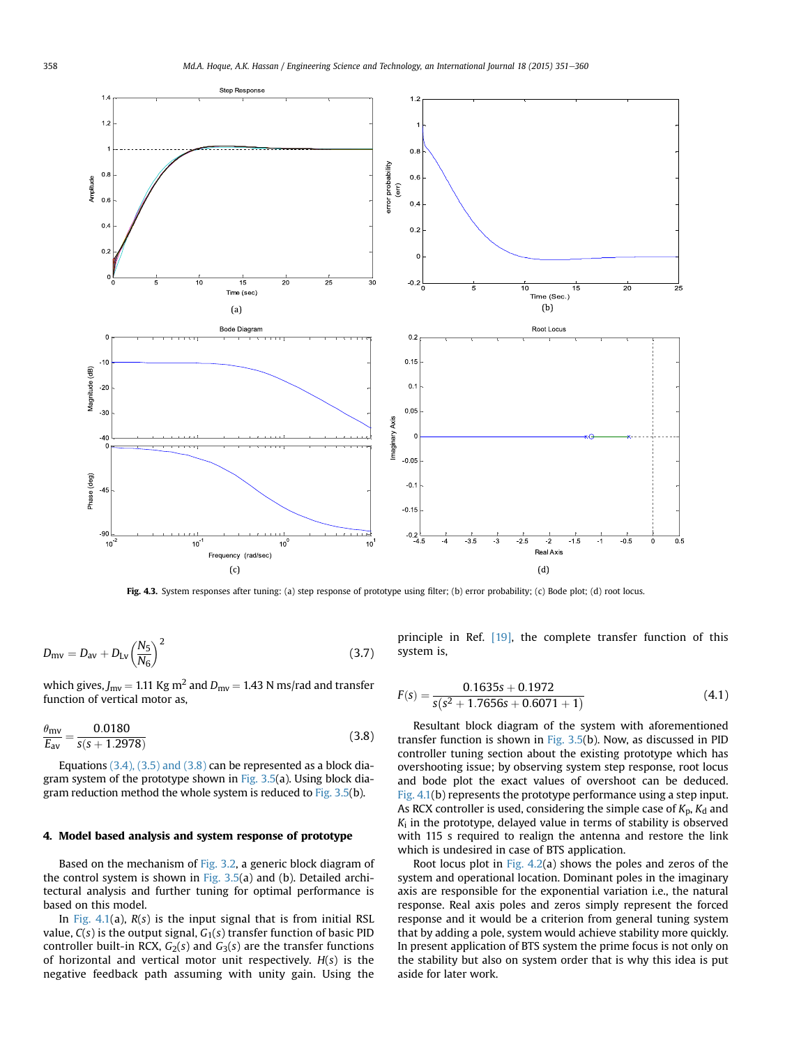Fig. 4.3. System responses after tuning: (a) step response of prototype using filter; (b) error probability; (c) Bode plot; (d) root locus.

$$D_{mv} = D_{av} + D_{Lv}\left(\frac{N_5}{N_6}\right)^2 \tag{3.7}$$

which gives, $J_{mv} = 1.11$ Kg m$^2$ and $D_{mv} = 1.43$ N ms/rad and transfer function of vertical motor as,

$$\frac{\theta_{mv}}{E_{av}} = \frac{0.0180}{s(s + 1.2978)} \tag{3.8}$$

Equations (3.4), (3.5) and (3.8) can be represented as a block diagram system of the prototype shown in Fig. 3.5(a). Using block diagram reduction method the whole system is reduced to Fig. 3.5(b).

## 4. Model based analysis and system response of prototype

Based on the mechanism of Fig. 3.2, a generic block diagram of the control system is shown in Fig. 3.5(a) and (b). Detailed architectural analysis and further tuning for optimal performance is based on this model.

In Fig. 4.1(a), $R(s)$ is the input signal that is from initial RSL value, $C(s)$ is the output signal, $G_1(s)$ transfer function of basic PID controller built-in RCX, $G_2(s)$ and $G_3(s)$ are the transfer functions of horizontal and vertical motor unit respectively. $H(s)$ is the negative feedback path assuming with unity gain. Using the principle in Ref. [19], the complete transfer function of this system is,

$$F(s) = \frac{0.1635s + 0.1972}{s(s^2 + 1.7656s + 0.6071 + 1)} \tag{4.1}$$

Resultant block diagram of the system with aforementioned transfer function is shown in Fig. 3.5(b). Now, as discussed in PID controller tuning section about the existing prototype which has overshooting issue; by observing system step response, root locus and bode plot the exact values of overshoot can be deduced. Fig. 4.1(b) represents the prototype performance using a step input. As RCX controller is used, considering the simple case of $K_p$, $K_d$ and $K_i$ in the prototype, delayed value in terms of stability is observed with 115 s required to realign the antenna and restore the link which is undesired in case of BTS application.

Root locus plot in Fig. 4.2(a) shows the poles and zeros of the system and operational location. Dominant poles in the imaginary axis are responsible for the exponential variation i.e., the natural response. Real axis poles and zeros simply represent the forced response and it would be a criterion from general tuning system that by adding a pole, system would achieve stability more quickly. In present application of BTS system the prime focus is not only on the stability but also on system order that is why this idea is put aside for later work.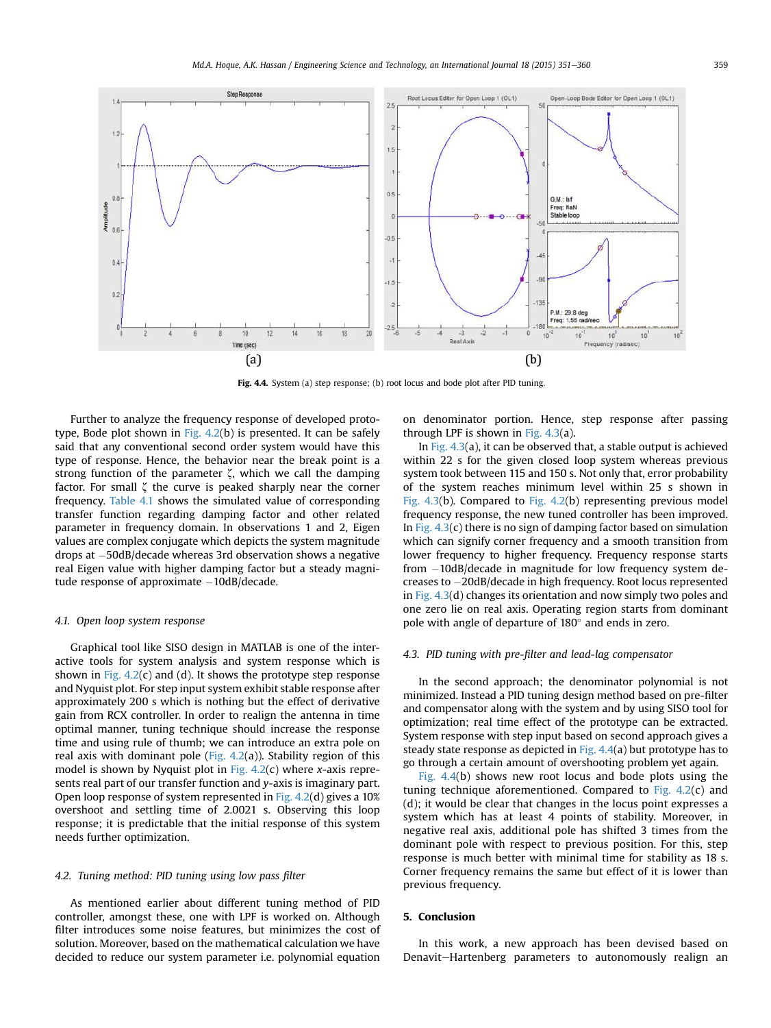Fig. 4.4. System (a) step response; (b) root locus and bode plot after PID tuning.

Further to analyze the frequency response of developed prototype, Bode plot shown in Fig. 4.2(b) is presented. It can be safely said that any conventional second order system would have this type of response. Hence, the behavior near the break point is a strong function of the parameter ζ, which we call the damping factor. For small ζ the curve is peaked sharply near the corner frequency. Table 4.1 shows the simulated value of corresponding transfer function regarding damping factor and other related parameter in frequency domain. In observations 1 and 2, Eigen values are complex conjugate which depicts the system magnitude drops at −50dB/decade whereas 3rd observation shows a negative real Eigen value with higher damping factor but a steady magnitude response of approximate −10dB/decade.

### 4.1. Open loop system response

Graphical tool like SISO design in MATLAB is one of the interactive tools for system analysis and system response which is shown in Fig. 4.2(c) and (d). It shows the prototype step response and Nyquist plot. For step input system exhibit stable response after approximately 200 s which is nothing but the effect of derivative gain from RCX controller. In order to realign the antenna in time optimal manner, tuning technique should increase the response time and using rule of thumb; we can introduce an extra pole on real axis with dominant pole (Fig. 4.2(a)). Stability region of this model is shown by Nyquist plot in Fig. 4.2(c) where *x*-axis represents real part of our transfer function and *y*-axis is imaginary part. Open loop response of system represented in Fig. 4.2(d) gives a 10% overshoot and settling time of 2.0021 s. Observing this loop response; it is predictable that the initial response of this system needs further optimization.

### 4.2. Tuning method: PID tuning using low pass filter

As mentioned earlier about different tuning method of PID controller, amongst these, one with LPF is worked on. Although filter introduces some noise features, but minimizes the cost of solution. Moreover, based on the mathematical calculation we have decided to reduce our system parameter i.e. polynomial equation on denominator portion. Hence, step response after passing through LPF is shown in Fig. 4.3(a).

In Fig. 4.3(a), it can be observed that, a stable output is achieved within 22 s for the given closed loop system whereas previous system took between 115 and 150 s. Not only that, error probability of the system reaches minimum level within 25 s shown in Fig. 4.3(b). Compared to Fig. 4.2(b) representing previous model frequency response, the new tuned controller has been improved. In Fig. 4.3(c) there is no sign of damping factor based on simulation which can signify corner frequency and a smooth transition from lower frequency to higher frequency. Frequency response starts from −10dB/decade in magnitude for low frequency system decreases to −20dB/decade in high frequency. Root locus represented in Fig. 4.3(d) changes its orientation and now simply two poles and one zero lie on real axis. Operating region starts from dominant pole with angle of departure of 180° and ends in zero.

### 4.3. PID tuning with pre-filter and lead-lag compensator

In the second approach; the denominator polynomial is not minimized. Instead a PID tuning design method based on pre-filter and compensator along with the system and by using SISO tool for optimization; real time effect of the prototype can be extracted. System response with step input based on second approach gives a steady state response as depicted in Fig. 4.4(a) but prototype has to go through a certain amount of overshooting problem yet again.

Fig. 4.4(b) shows new root locus and bode plots using the tuning technique aforementioned. Compared to Fig. 4.2(c) and (d); it would be clear that changes in the locus point expresses a system which has at least 4 points of stability. Moreover, in negative real axis, additional pole has shifted 3 times from the dominant pole with respect to previous position. For this, step response is much better with minimal time for stability as 18 s. Corner frequency remains the same but effect of it is lower than previous frequency.

## 5. Conclusion

In this work, a new approach has been devised based on Denavit–Hartenberg parameters to autonomously realign an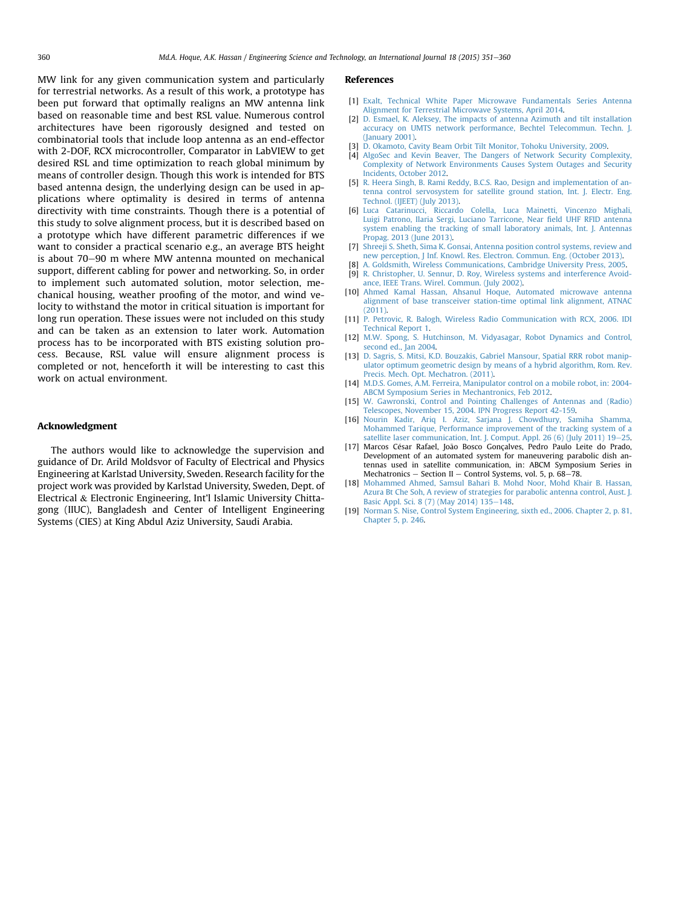MW link for any given communication system and particularly for terrestrial networks. As a result of this work, a prototype has been put forward that optimally realigns an MW antenna link based on reasonable time and best RSL value. Numerous control architectures have been rigorously designed and tested on combinatorial tools that include loop antenna as an end-effector with 2-DOF, RCX microcontroller, Comparator in LabVIEW to get desired RSL and time optimization to reach global minimum by means of controller design. Though this work is intended for BTS based antenna design, the underlying design can be used in applications where optimality is desired in terms of antenna directivity with time constraints. Though there is a potential of this study to solve alignment process, but it is described based on a prototype which have different parametric differences if we want to consider a practical scenario e.g., an average BTS height is about 70–90 m where MW antenna mounted on mechanical support, different cabling for power and networking. So, in order to implement such automated solution, motor selection, mechanical housing, weather proofing of the motor, and wind velocity to withstand the motor in critical situation is important for long run operation. These issues were not included on this study and can be taken as an extension to later work. Automation process has to be incorporated with BTS existing solution process. Because, RSL value will ensure alignment process is completed or not, henceforth it will be interesting to cast this work on actual environment.

## Acknowledgment

The authors would like to acknowledge the supervision and guidance of Dr. Arild Moldsvor of Faculty of Electrical and Physics Engineering at Karlstad University, Sweden. Research facility for the project work was provided by Karlstad University, Sweden, Dept. of Electrical & Electronic Engineering, Int'l Islamic University Chittagong (IIUC), Bangladesh and Center of Intelligent Engineering Systems (CIES) at King Abdul Aziz University, Saudi Arabia.

## References

[1] Exalt, Technical White Paper Microwave Fundamentals Series Antenna Alignment for Terrestrial Microwave Systems, April 2014.

[2] D. Esmael, K. Aleksey, The impacts of antenna Azimuth and tilt installation accuracy on UMTS network performance, Bechtel Telecommun. Techn. J. (January 2001).

[3] D. Okamoto, Cavity Beam Orbit Tilt Monitor, Tohoku University, 2009.

[4] AlgoSec and Kevin Beaver, The Dangers of Network Security Complexity, Complexity of Network Environments Causes System Outages and Security Incidents, October 2012.

[5] R. Heera Singh, B. Rami Reddy, B.C.S. Rao, Design and implementation of antenna control servosystem for satellite ground station, Int. J. Electr. Eng. Technol. (IJEET) (July 2013).

[6] Luca Catarinucci, Riccardo Colella, Luca Mainetti, Vincenzo Mighali, Luigi Patrono, Ilaria Sergi, Luciano Tarricone, Near field UHF RFID antenna system enabling the tracking of small laboratory animals, Int. J. Antennas Propag. 2013 (June 2013).

[7] Shreeji S. Sheth, Sima K. Gonsai, Antenna position control systems, review and new perception, J Inf. Knowl. Res. Electron. Commun. Eng. (October 2013).

[8] A. Goldsmith, Wireless Communications, Cambridge University Press, 2005.

[9] R. Christopher, U. Sennur, D. Roy, Wireless systems and interference Avoidance, IEEE Trans. Wirel. Commun. (July 2002).

[10] Ahmed Kamal Hassan, Ahsanul Hoque, Automated microwave antenna alignment of base transceiver station-time optimal link alignment, ATNAC (2011).

[11] P. Petrovic, R. Balogh, Wireless Radio Communication with RCX, 2006. IDI Technical Report 1.

[12] M.W. Spong, S. Hutchinson, M. Vidyasagar, Robot Dynamics and Control, second ed., Jan 2004.

[13] D. Sagris, S. Mitsi, K.D. Bouzakis, Gabriel Mansour, Spatial RRR robot manipulator optimum geometric design by means of a hybrid algorithm, Rom. Rev. Precis. Mech. Opt. Mechatron. (2011).

[14] M.D.S. Gomes, A.M. Ferreira, Manipulator control on a mobile robot, in: 2004-ABCM Symposium Series in Mechantronics, Feb 2012.

[15] W. Gawronski, Control and Pointing Challenges of Antennas and (Radio) Telescopes, November 15, 2004. IPN Progress Report 42-159.

[16] Nourin Kadir, Ariq I. Aziz, Sarjana J. Chowdhury, Samiha Shamma, Mohammed Tarique, Performance improvement of the tracking system of a satellite laser communication, Int. J. Comput. Appl. 26 (6) (July 2011) 19–25.

[17] Marcos César Rafael, João Bosco Gonçalves, Pedro Paulo Leite do Prado, Development of an automated system for maneuvering parabolic dish antennas used in satellite communication, in: ABCM Symposium Series in Mechatronics – Section II – Control Systems, vol. 5, p. 68–78.

[18] Mohammed Ahmed, Samsul Bahari B. Mohd Noor, Mohd Khair B. Hassan, Azura Bt Che Soh, A review of strategies for parabolic antenna control, Aust. J. Basic Appl. Sci. 8 (7) (May 2014) 135–148.

[19] Norman S. Nise, Control System Engineering, sixth ed., 2006. Chapter 2, p. 81, Chapter 5, p. 246.